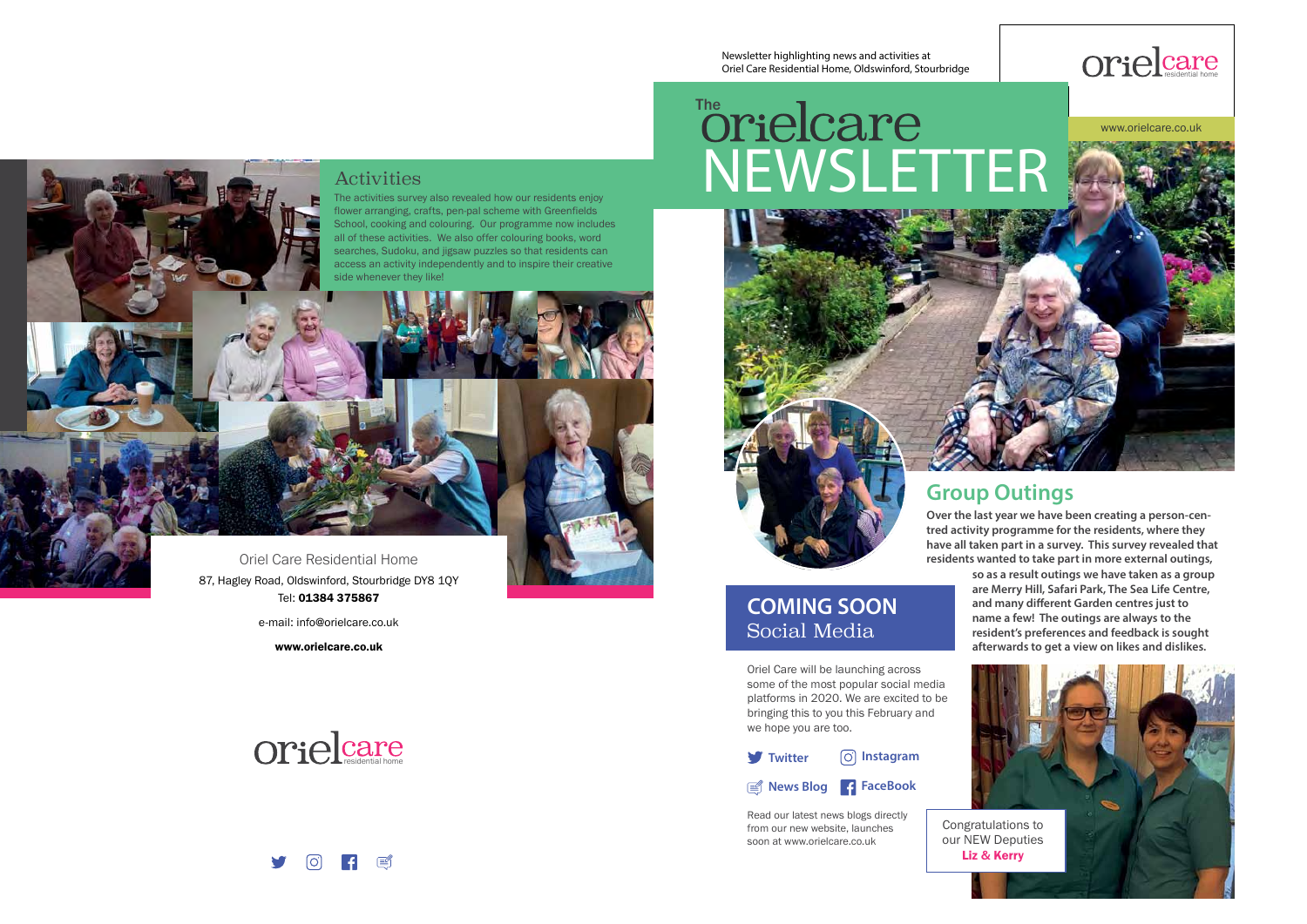Newsletter highlighting news and activities at Oriel Care Residential Home, Oldswinford, Stourbridge

oriel care residential home

www.orielcare.co.uk

# The orielcare NEWSLETTER

## Group Outings

**Over the last year we have been creating a person-centred activity programme for the residents, where they have all taken part in a survey. This survey revealed that residents wanted to take part in more external outings, so as a result outings we have taken as a group are Merry Hill, Safari Park, The Sea Life Centre, and many different Garden centres just to name a few! The outings are always to the resident's preferences and feedback is sought afterwards to get a view on likes and dislikes.**

## COMING SOON Social Media

Oriel Care will be launching across some of the most popular social media platforms in 2020. We are excited to be bringing this to you this February and we hope you are too.

- Twitter
- Instagram
- News Blog
- FaceBook

Read our latest news blogs directly from our new website, launches soon at www.orielcare.co.uk

Congratulations to our NEW Deputies **Liz & Kerry**

## Activities

The activities survey also revealed how our residents enjoy flower arranging, crafts, pen-pal scheme with Greenfields School, cooking and colouring. Our programme now includes all of these activities. We also offer colouring books, word searches, Sudoku, and jigsaw puzzles so that residents can access an activity independently and to inspire their creative side whenever they like!

Oriel Care Residential Home

87, Hagley Road, Oldswinford, Stourbridge DY8 1QY

Tel: **01384 375867**

e-mail: info@orielcare.co.uk

**www.orielcare.co.uk**

oriel care residential home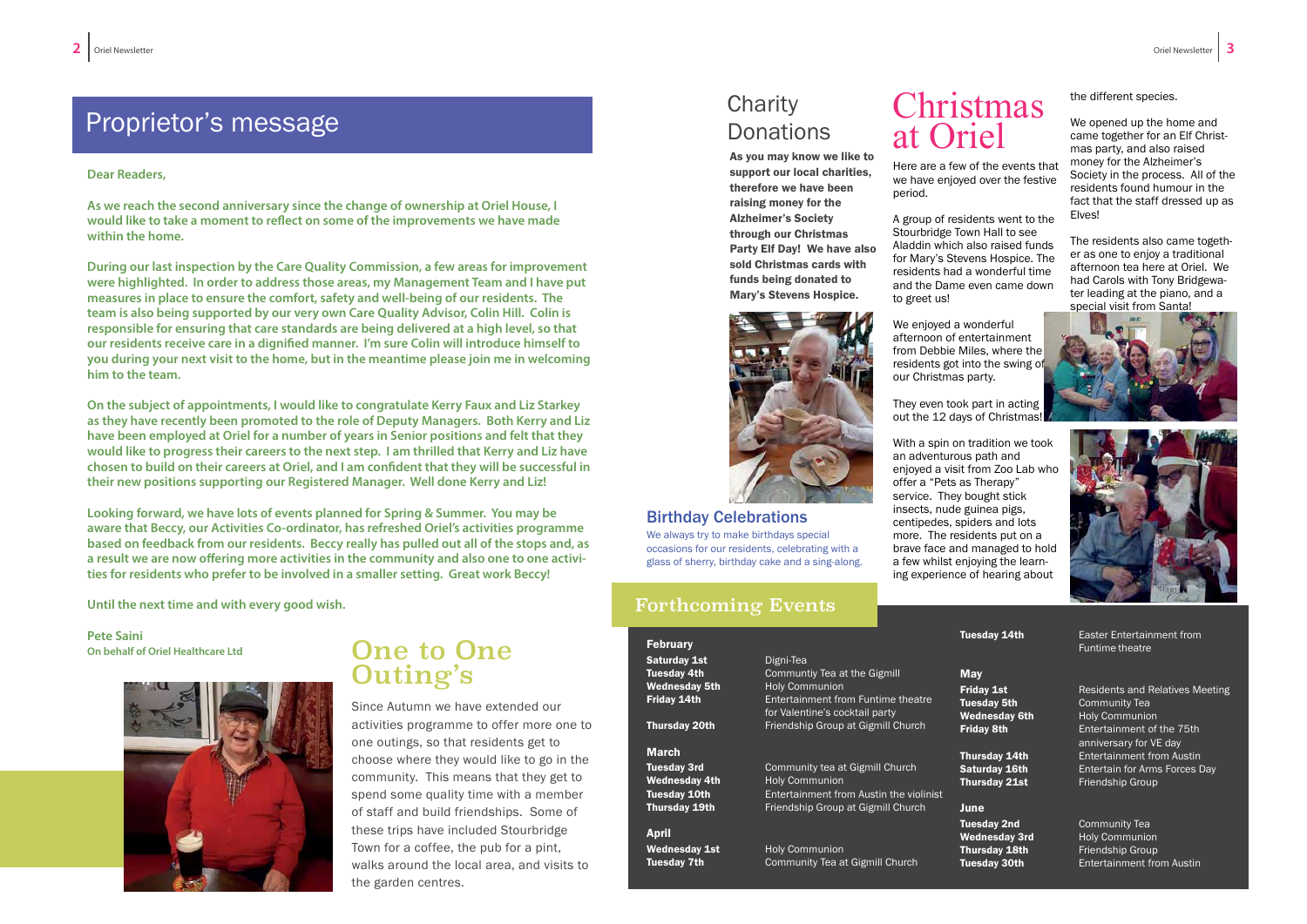## Proprietor's message

**Dear Readers,**

**As we reach the second anniversary since the change of ownership at Oriel House, I would like to take a moment to reflect on some of the improvements we have made within the home.**

**During our last inspection by the Care Quality Commission, a few areas for improvement were highlighted. In order to address those areas, my Management Team and I have put measures in place to ensure the comfort, safety and well-being of our residents. The team is also being supported by our very own Care Quality Advisor, Colin Hill. Colin is responsible for ensuring that care standards are being delivered at a high level, so that our residents receive care in a dignified manner. I'm sure Colin will introduce himself to you during your next visit to the home, but in the meantime please join me in welcoming him to the team.**

**On the subject of appointments, I would like to congratulate Kerry Faux and Liz Starkey as they have recently been promoted to the role of Deputy Managers. Both Kerry and Liz have been employed at Oriel for a number of years in Senior positions and felt that they would like to progress their careers to the next step. I am thrilled that Kerry and Liz have chosen to build on their careers at Oriel, and I am confident that they will be successful in their new positions supporting our Registered Manager. Well done Kerry and Liz!**

**Looking forward, we have lots of events planned for Spring & Summer. You may be aware that Beccy, our Activities Co-ordinator, has refreshed Oriel's activities programme based on feedback from our residents. Beccy really has pulled out all of the stops and, as a result we are now offering more activities in the community and also one to one activities for residents who prefer to be involved in a smaller setting. Great work Beccy!**

**Until the next time and with every good wish.**

**Pete Saini**
**On behalf of Oriel Healthcare Ltd**

## One to One Outing's

Since Autumn we have extended our activities programme to offer more one to one outings, so that residents get to choose where they would like to go in the community. This means that they get to spend some quality time with a member of staff and build friendships. Some of these trips have included Stourbridge Town for a coffee, the pub for a pint, walks around the local area, and visits to the garden centres.

## Charity Donations

**As you may know we like to support our local charities, therefore we have been raising money for the Alzheimer's Society through our Christmas Party Elf Day! We have also sold Christmas cards with funds being donated to Mary's Stevens Hospice.**

### Birthday Celebrations

We always try to make birthdays special occasions for our residents, celebrating with a glass of sherry, birthday cake and a sing-along.

## Christmas at Oriel

Here are a few of the events that we have enjoyed over the festive period.

A group of residents went to the Stourbridge Town Hall to see Aladdin which also raised funds for Mary's Stevens Hospice. The residents had a wonderful time and the Dame even came down to greet us!

We enjoyed a wonderful afternoon of entertainment from Debbie Miles, where the residents got into the swing of our Christmas party.

They even took part in acting out the 12 days of Christmas!

With a spin on tradition we took an adventurous path and enjoyed a visit from Zoo Lab who offer a "Pets as Therapy" service. They bought stick insects, nude guinea pigs, centipedes, spiders and lots more. The residents put on a brave face and managed to hold a few whilst enjoying the learning experience of hearing about the different species.

We opened up the home and came together for an Elf Christmas party, and also raised money for the Alzheimer's Society in the process. All of the residents found humour in the fact that the staff dressed up as Elves!

The residents also came together as one to enjoy a traditional afternoon tea here at Oriel. We had Carols with Tony Bridgewater leading at the piano, and a special visit from Santa!

## Forthcoming Events

**February**

| | |
|---|---|
| **Saturday 1st** | Digni-Tea |
| **Tuesday 4th** | Communtiy Tea at the Gigmill |
| **Wednesday 5th** | Holy Communion |
| **Friday 14th** | Entertainment from Funtime theatre for Valentine's cocktail party |
| **Thursday 20th** | Friendship Group at Gigmill Church |

**March**

| | |
|---|---|
| **Tuesday 3rd** | Community tea at Gigmill Church |
| **Wednesday 4th** | Holy Communion |
| **Tuesday 10th** | Entertainment from Austin the violinist |
| **Thursday 19th** | Friendship Group at Gigmill Church |

**April**

| | |
|---|---|
| **Wednesday 1st** | Holy Communion |
| **Tuesday 7th** | Community Tea at Gigmill Church |
| **Tuesday 14th** | Easter Entertainment from Funtime theatre |

**May**

| | |
|---|---|
| **Friday 1st** | Residents and Relatives Meeting |
| **Tuesday 5th** | Community Tea |
| **Wednesday 6th** | Holy Communion |
| **Friday 8th** | Entertainment of the 75th anniversary for VE day |
| **Thursday 14th** | Entertainment from Austin |
| **Saturday 16th** | Entertain for Arms Forces Day |
| **Thursday 21st** | Friendship Group |

**June**

| | |
|---|---|
| **Tuesday 2nd** | Community Tea |
| **Wednesday 3rd** | Holy Communion |
| **Thursday 18th** | Friendship Group |
| **Tuesday 30th** | Entertainment from Austin |